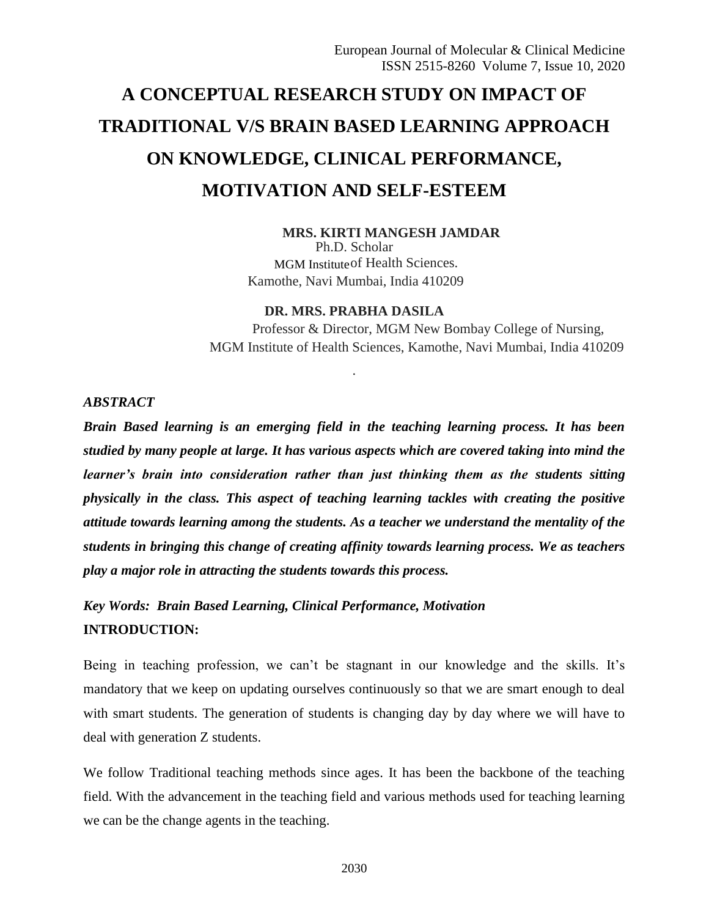# A CONCEPTUAL RESEARCH STUDY ON IMPACT OF TRADITIONAL V/S BRAIN BASED LEARNING APPROACH ON KNOWLEDGE, CLINICAL PERFORMANCE, MOTIVATION AND SELF-ESTEEM

**MRS. KIRTI MANGESH JAMDAR**
Ph.D. Scholar
MGM Institute of Health Sciences.
Kamothe, Navi Mumbai, India 410209

**DR. MRS. PRABHA DASILA**
Professor & Director, MGM New Bombay College of Nursing,
MGM Institute of Health Sciences, Kamothe, Navi Mumbai, India 410209

## *ABSTRACT*

***Brain Based learning is an emerging field in the teaching learning process. It has been studied by many people at large. It has various aspects which are covered taking into mind the learner's brain into consideration rather than just thinking them as the students sitting physically in the class. This aspect of teaching learning tackles with creating the positive attitude towards learning among the students. As a teacher we understand the mentality of the students in bringing this change of creating affinity towards learning process. We as teachers play a major role in attracting the students towards this process.***

***Key Words: Brain Based Learning, Clinical Performance, Motivation***

## INTRODUCTION:

Being in teaching profession, we can't be stagnant in our knowledge and the skills. It's mandatory that we keep on updating ourselves continuously so that we are smart enough to deal with smart students. The generation of students is changing day by day where we will have to deal with generation Z students.

We follow Traditional teaching methods since ages. It has been the backbone of the teaching field. With the advancement in the teaching field and various methods used for teaching learning we can be the change agents in the teaching.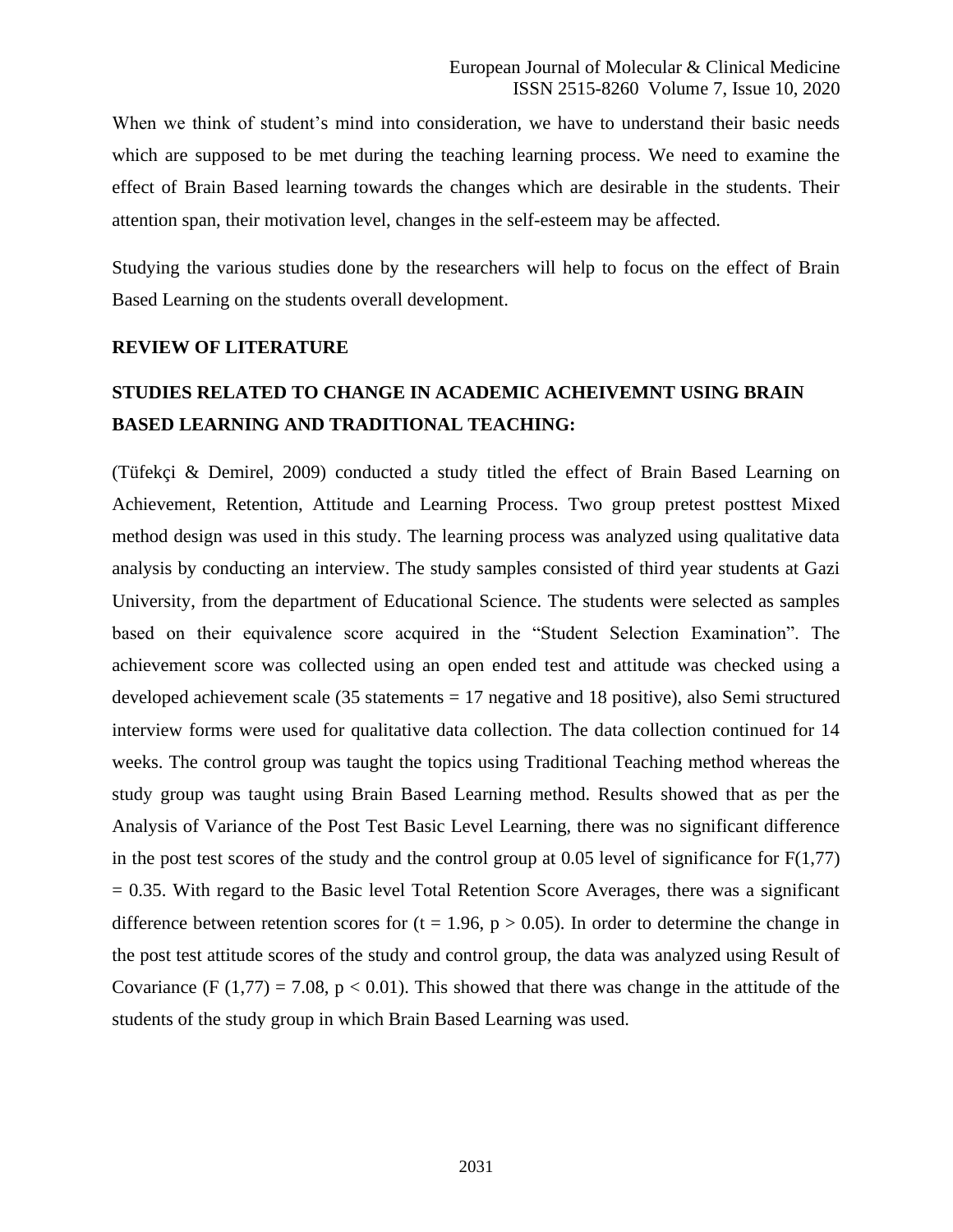When we think of student's mind into consideration, we have to understand their basic needs which are supposed to be met during the teaching learning process. We need to examine the effect of Brain Based learning towards the changes which are desirable in the students. Their attention span, their motivation level, changes in the self-esteem may be affected.

Studying the various studies done by the researchers will help to focus on the effect of Brain Based Learning on the students overall development.

## REVIEW OF LITERATURE

### STUDIES RELATED TO CHANGE IN ACADEMIC ACHEIVEMNT USING BRAIN BASED LEARNING AND TRADITIONAL TEACHING:

(Tüfekçi & Demirel, 2009) conducted a study titled the effect of Brain Based Learning on Achievement, Retention, Attitude and Learning Process. Two group pretest posttest Mixed method design was used in this study. The learning process was analyzed using qualitative data analysis by conducting an interview. The study samples consisted of third year students at Gazi University, from the department of Educational Science. The students were selected as samples based on their equivalence score acquired in the "Student Selection Examination". The achievement score was collected using an open ended test and attitude was checked using a developed achievement scale (35 statements = 17 negative and 18 positive), also Semi structured interview forms were used for qualitative data collection. The data collection continued for 14 weeks. The control group was taught the topics using Traditional Teaching method whereas the study group was taught using Brain Based Learning method. Results showed that as per the Analysis of Variance of the Post Test Basic Level Learning, there was no significant difference in the post test scores of the study and the control group at 0.05 level of significance for $F(1,77) = 0.35$. With regard to the Basic level Total Retention Score Averages, there was a significant difference between retention scores for ($t = 1.96$, $p > 0.05$). In order to determine the change in the post test attitude scores of the study and control group, the data was analyzed using Result of Covariance ($F(1,77) = 7.08$, $p < 0.01$). This showed that there was change in the attitude of the students of the study group in which Brain Based Learning was used.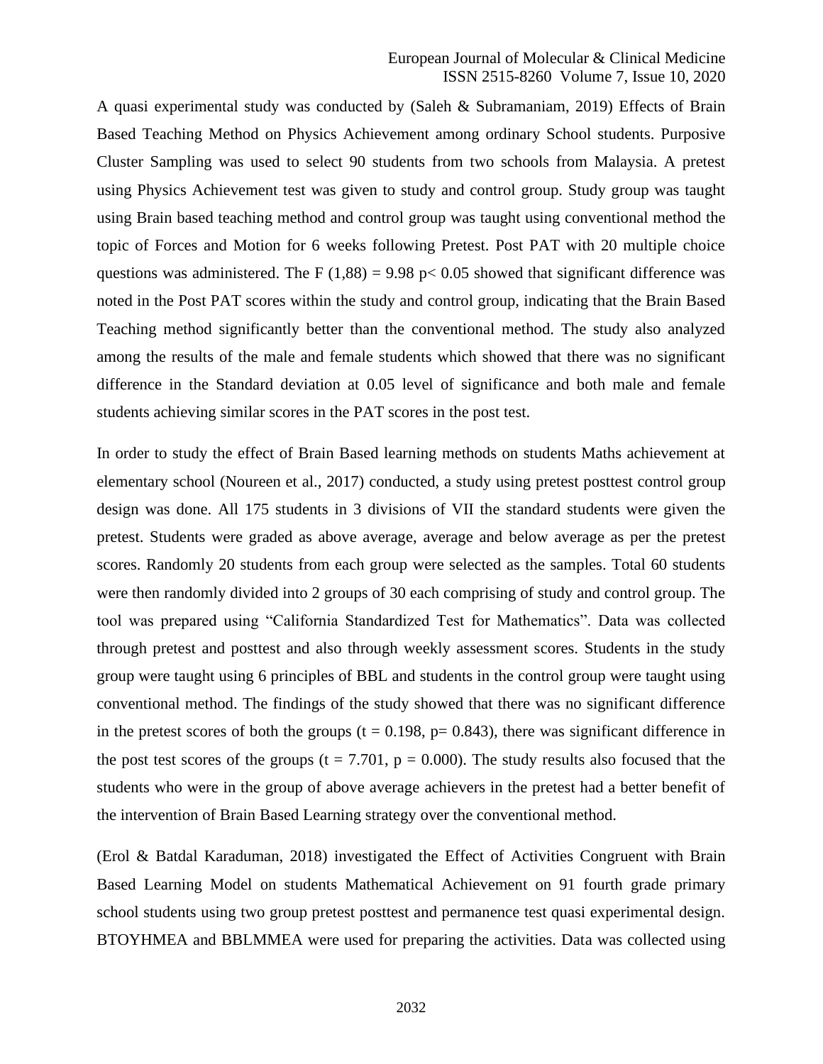A quasi experimental study was conducted by (Saleh & Subramaniam, 2019) Effects of Brain Based Teaching Method on Physics Achievement among ordinary School students. Purposive Cluster Sampling was used to select 90 students from two schools from Malaysia. A pretest using Physics Achievement test was given to study and control group. Study group was taught using Brain based teaching method and control group was taught using conventional method the topic of Forces and Motion for 6 weeks following Pretest. Post PAT with 20 multiple choice questions was administered. The $F (1,88) = 9.98$ $p< 0.05$ showed that significant difference was noted in the Post PAT scores within the study and control group, indicating that the Brain Based Teaching method significantly better than the conventional method. The study also analyzed among the results of the male and female students which showed that there was no significant difference in the Standard deviation at 0.05 level of significance and both male and female students achieving similar scores in the PAT scores in the post test.

In order to study the effect of Brain Based learning methods on students Maths achievement at elementary school (Noureen et al., 2017) conducted, a study using pretest posttest control group design was done. All 175 students in 3 divisions of VII the standard students were given the pretest. Students were graded as above average, average and below average as per the pretest scores. Randomly 20 students from each group were selected as the samples. Total 60 students were then randomly divided into 2 groups of 30 each comprising of study and control group. The tool was prepared using "California Standardized Test for Mathematics". Data was collected through pretest and posttest and also through weekly assessment scores. Students in the study group were taught using 6 principles of BBL and students in the control group were taught using conventional method. The findings of the study showed that there was no significant difference in the pretest scores of both the groups ($t = 0.198$, $p= 0.843$), there was significant difference in the post test scores of the groups ($t = 7.701$, $p = 0.000$). The study results also focused that the students who were in the group of above average achievers in the pretest had a better benefit of the intervention of Brain Based Learning strategy over the conventional method.

(Erol & Batdal Karaduman, 2018) investigated the Effect of Activities Congruent with Brain Based Learning Model on students Mathematical Achievement on 91 fourth grade primary school students using two group pretest posttest and permanence test quasi experimental design. BTOYHMEA and BBLMMEA were used for preparing the activities. Data was collected using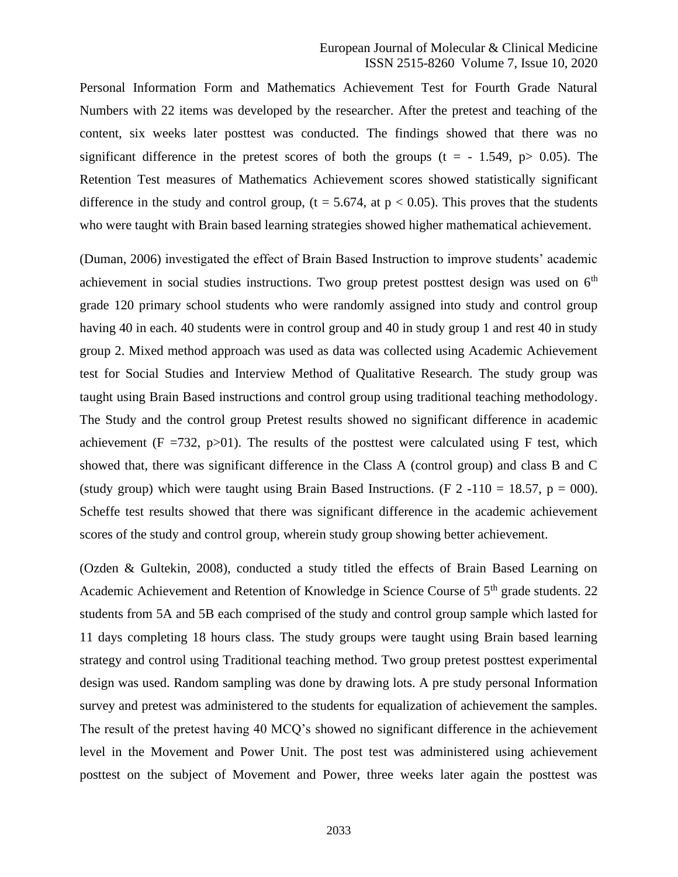Personal Information Form and Mathematics Achievement Test for Fourth Grade Natural Numbers with 22 items was developed by the researcher. After the pretest and teaching of the content, six weeks later posttest was conducted. The findings showed that there was no significant difference in the pretest scores of both the groups ($t = -1.549$, $p > 0.05$). The Retention Test measures of Mathematics Achievement scores showed statistically significant difference in the study and control group, ($t = 5.674$, at $p < 0.05$). This proves that the students who were taught with Brain based learning strategies showed higher mathematical achievement.

(Duman, 2006) investigated the effect of Brain Based Instruction to improve students' academic achievement in social studies instructions. Two group pretest posttest design was used on 6th grade 120 primary school students who were randomly assigned into study and control group having 40 in each. 40 students were in control group and 40 in study group 1 and rest 40 in study group 2. Mixed method approach was used as data was collected using Academic Achievement test for Social Studies and Interview Method of Qualitative Research. The study group was taught using Brain Based instructions and control group using traditional teaching methodology. The Study and the control group Pretest results showed no significant difference in academic achievement ($F = 732$, $p > 01$). The results of the posttest were calculated using F test, which showed that, there was significant difference in the Class A (control group) and class B and C (study group) which were taught using Brain Based Instructions. ($F$ 2 -110 = 18.57, $p = 000$). Scheffe test results showed that there was significant difference in the academic achievement scores of the study and control group, wherein study group showing better achievement.

(Ozden & Gultekin, 2008), conducted a study titled the effects of Brain Based Learning on Academic Achievement and Retention of Knowledge in Science Course of 5th grade students. 22 students from 5A and 5B each comprised of the study and control group sample which lasted for 11 days completing 18 hours class. The study groups were taught using Brain based learning strategy and control using Traditional teaching method. Two group pretest posttest experimental design was used. Random sampling was done by drawing lots. A pre study personal Information survey and pretest was administered to the students for equalization of achievement the samples. The result of the pretest having 40 MCQ's showed no significant difference in the achievement level in the Movement and Power Unit. The post test was administered using achievement posttest on the subject of Movement and Power, three weeks later again the posttest was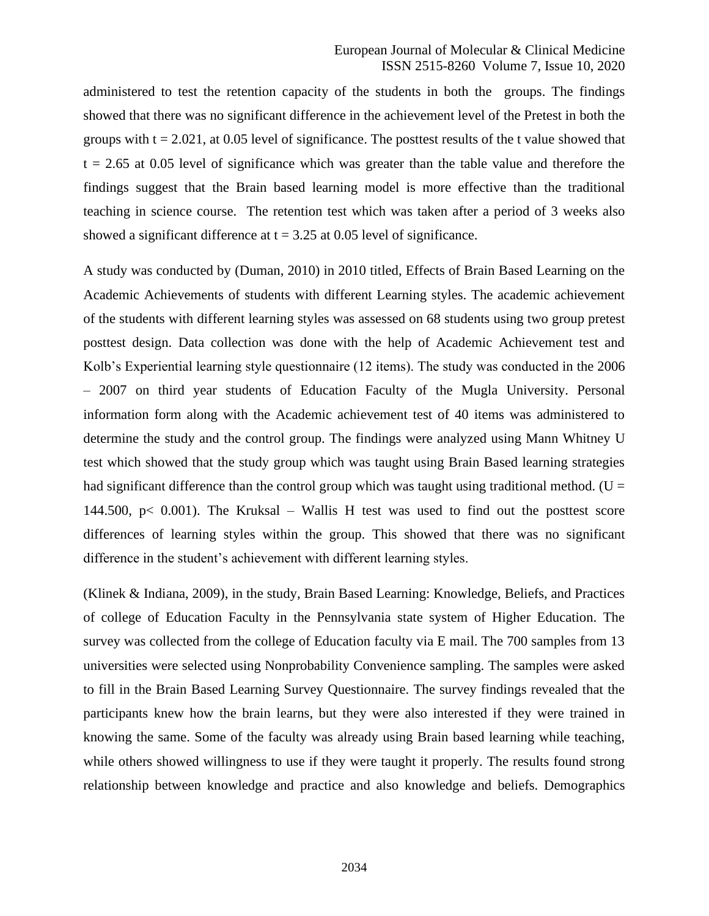administered to test the retention capacity of the students in both the groups. The findings showed that there was no significant difference in the achievement level of the Pretest in both the groups with $t = 2.021$, at 0.05 level of significance. The posttest results of the t value showed that $t = 2.65$ at 0.05 level of significance which was greater than the table value and therefore the findings suggest that the Brain based learning model is more effective than the traditional teaching in science course. The retention test which was taken after a period of 3 weeks also showed a significant difference at $t = 3.25$ at 0.05 level of significance.

A study was conducted by (Duman, 2010) in 2010 titled, Effects of Brain Based Learning on the Academic Achievements of students with different Learning styles. The academic achievement of the students with different learning styles was assessed on 68 students using two group pretest posttest design. Data collection was done with the help of Academic Achievement test and Kolb's Experiential learning style questionnaire (12 items). The study was conducted in the 2006 – 2007 on third year students of Education Faculty of the Mugla University. Personal information form along with the Academic achievement test of 40 items was administered to determine the study and the control group. The findings were analyzed using Mann Whitney U test which showed that the study group which was taught using Brain Based learning strategies had significant difference than the control group which was taught using traditional method. ($U = 144.500$, $p < 0.001$). The Kruksal – Wallis H test was used to find out the posttest score differences of learning styles within the group. This showed that there was no significant difference in the student's achievement with different learning styles.

(Klinek & Indiana, 2009), in the study, Brain Based Learning: Knowledge, Beliefs, and Practices of college of Education Faculty in the Pennsylvania state system of Higher Education. The survey was collected from the college of Education faculty via E mail. The 700 samples from 13 universities were selected using Nonprobability Convenience sampling. The samples were asked to fill in the Brain Based Learning Survey Questionnaire. The survey findings revealed that the participants knew how the brain learns, but they were also interested if they were trained in knowing the same. Some of the faculty was already using Brain based learning while teaching, while others showed willingness to use if they were taught it properly. The results found strong relationship between knowledge and practice and also knowledge and beliefs. Demographics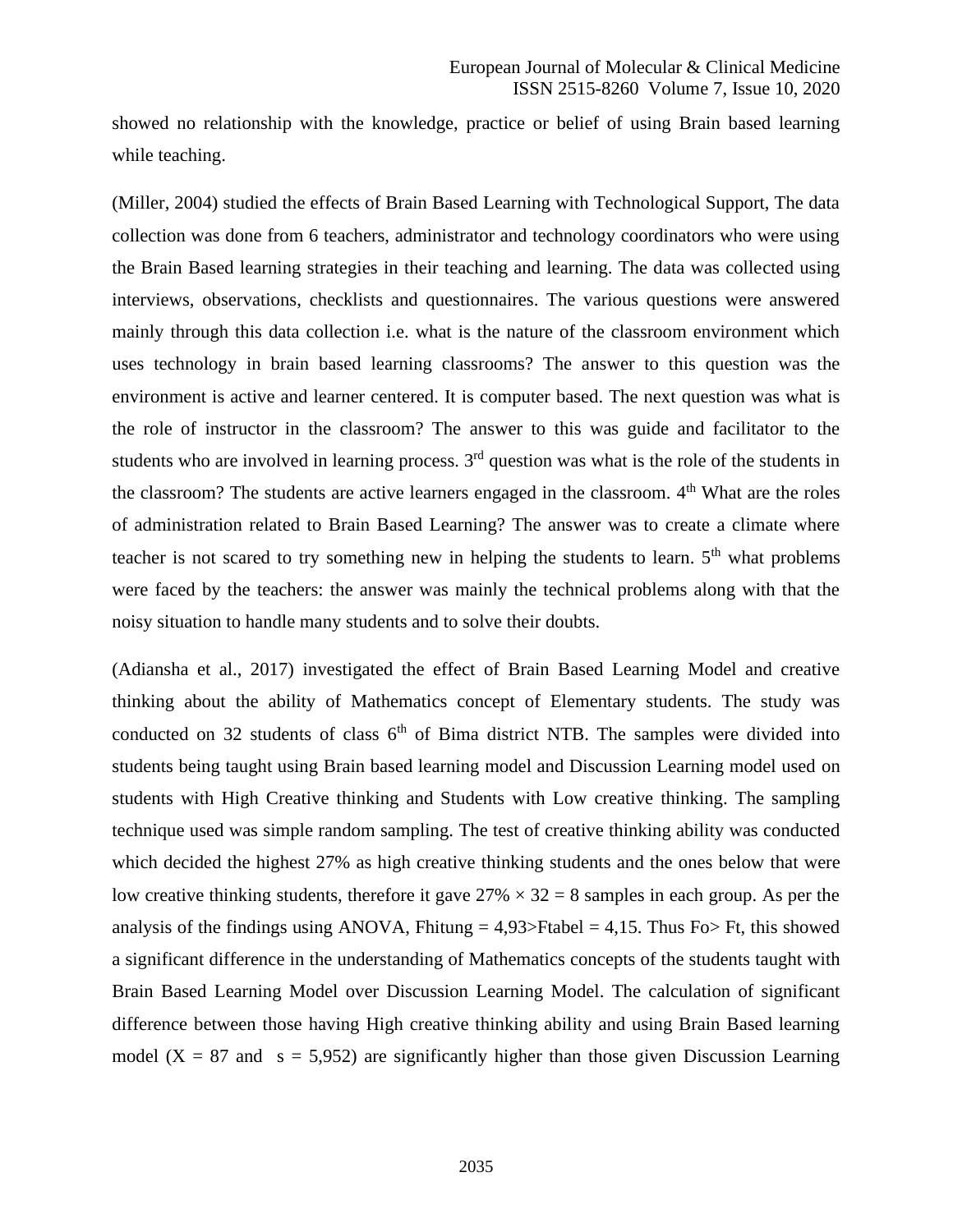showed no relationship with the knowledge, practice or belief of using Brain based learning while teaching.

(Miller, 2004) studied the effects of Brain Based Learning with Technological Support, The data collection was done from 6 teachers, administrator and technology coordinators who were using the Brain Based learning strategies in their teaching and learning. The data was collected using interviews, observations, checklists and questionnaires. The various questions were answered mainly through this data collection i.e. what is the nature of the classroom environment which uses technology in brain based learning classrooms? The answer to this question was the environment is active and learner centered. It is computer based. The next question was what is the role of instructor in the classroom? The answer to this was guide and facilitator to the students who are involved in learning process. 3rd question was what is the role of the students in the classroom? The students are active learners engaged in the classroom. 4th What are the roles of administration related to Brain Based Learning? The answer was to create a climate where teacher is not scared to try something new in helping the students to learn. 5th what problems were faced by the teachers: the answer was mainly the technical problems along with that the noisy situation to handle many students and to solve their doubts.

(Adiansha et al., 2017) investigated the effect of Brain Based Learning Model and creative thinking about the ability of Mathematics concept of Elementary students. The study was conducted on 32 students of class 6th of Bima district NTB. The samples were divided into students being taught using Brain based learning model and Discussion Learning model used on students with High Creative thinking and Students with Low creative thinking. The sampling technique used was simple random sampling. The test of creative thinking ability was conducted which decided the highest 27% as high creative thinking students and the ones below that were low creative thinking students, therefore it gave $27\% \times 32 = 8$ samples in each group. As per the analysis of the findings using ANOVA, $F_{hitung} = 4{,}93 > F_{tabel} = 4{,}15$. Thus $F_o > F_t$, this showed a significant difference in the understanding of Mathematics concepts of the students taught with Brain Based Learning Model over Discussion Learning Model. The calculation of significant difference between those having High creative thinking ability and using Brain Based learning model ($X = 87$ and $s = 5{,}952$) are significantly higher than those given Discussion Learning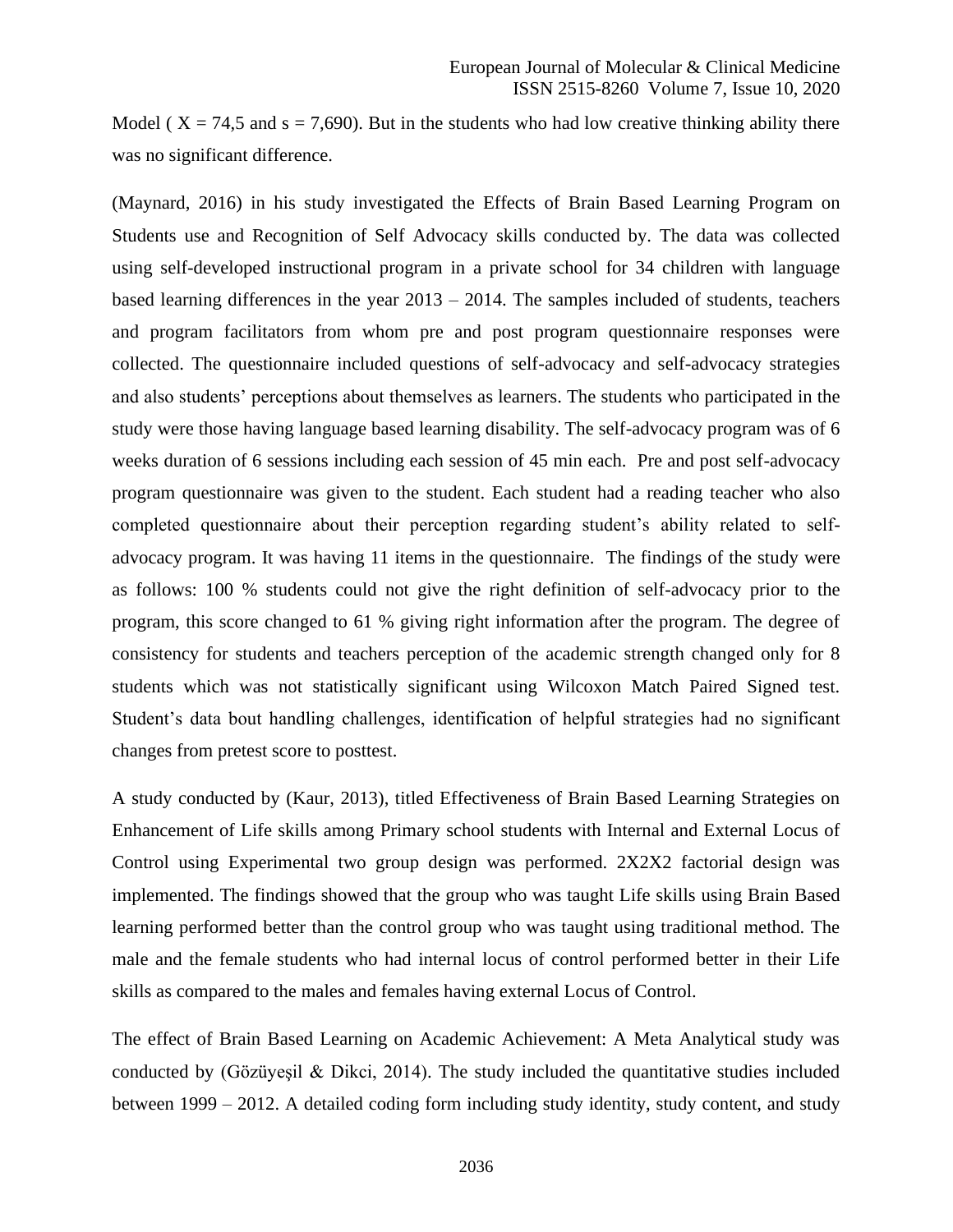Model ( $X = 74{,}5$ and $s = 7{,}690$). But in the students who had low creative thinking ability there was no significant difference.

(Maynard, 2016) in his study investigated the Effects of Brain Based Learning Program on Students use and Recognition of Self Advocacy skills conducted by. The data was collected using self-developed instructional program in a private school for 34 children with language based learning differences in the year 2013 – 2014. The samples included of students, teachers and program facilitators from whom pre and post program questionnaire responses were collected. The questionnaire included questions of self-advocacy and self-advocacy strategies and also students' perceptions about themselves as learners. The students who participated in the study were those having language based learning disability. The self-advocacy program was of 6 weeks duration of 6 sessions including each session of 45 min each. Pre and post self-advocacy program questionnaire was given to the student. Each student had a reading teacher who also completed questionnaire about their perception regarding student's ability related to self-advocacy program. It was having 11 items in the questionnaire. The findings of the study were as follows: 100 % students could not give the right definition of self-advocacy prior to the program, this score changed to 61 % giving right information after the program. The degree of consistency for students and teachers perception of the academic strength changed only for 8 students which was not statistically significant using Wilcoxon Match Paired Signed test. Student's data bout handling challenges, identification of helpful strategies had no significant changes from pretest score to posttest.

A study conducted by (Kaur, 2013), titled Effectiveness of Brain Based Learning Strategies on Enhancement of Life skills among Primary school students with Internal and External Locus of Control using Experimental two group design was performed. 2X2X2 factorial design was implemented. The findings showed that the group who was taught Life skills using Brain Based learning performed better than the control group who was taught using traditional method. The male and the female students who had internal locus of control performed better in their Life skills as compared to the males and females having external Locus of Control.

The effect of Brain Based Learning on Academic Achievement: A Meta Analytical study was conducted by (Gözüyeşil & Dikci, 2014). The study included the quantitative studies included between 1999 – 2012. A detailed coding form including study identity, study content, and study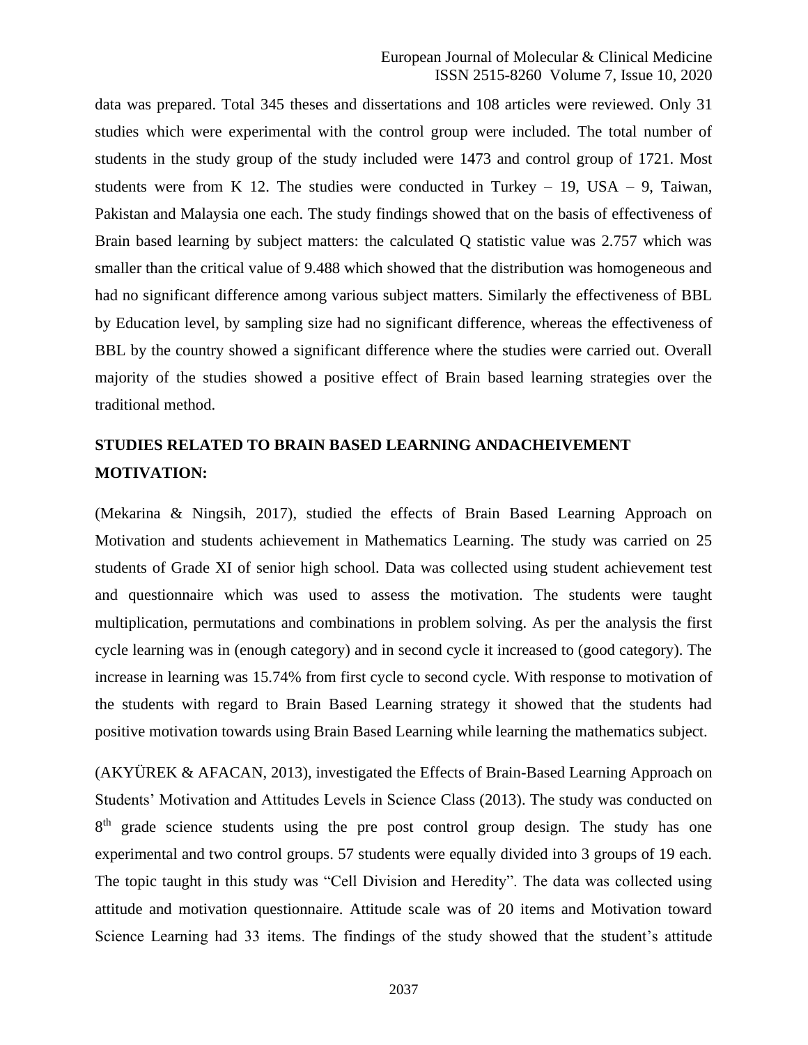data was prepared. Total 345 theses and dissertations and 108 articles were reviewed. Only 31 studies which were experimental with the control group were included. The total number of students in the study group of the study included were 1473 and control group of 1721. Most students were from K 12. The studies were conducted in Turkey – 19, USA – 9, Taiwan, Pakistan and Malaysia one each. The study findings showed that on the basis of effectiveness of Brain based learning by subject matters: the calculated Q statistic value was 2.757 which was smaller than the critical value of 9.488 which showed that the distribution was homogeneous and had no significant difference among various subject matters. Similarly the effectiveness of BBL by Education level, by sampling size had no significant difference, whereas the effectiveness of BBL by the country showed a significant difference where the studies were carried out. Overall majority of the studies showed a positive effect of Brain based learning strategies over the traditional method.

## STUDIES RELATED TO BRAIN BASED LEARNING ANDACHEIVEMENT MOTIVATION:

(Mekarina & Ningsih, 2017), studied the effects of Brain Based Learning Approach on Motivation and students achievement in Mathematics Learning. The study was carried on 25 students of Grade XI of senior high school. Data was collected using student achievement test and questionnaire which was used to assess the motivation. The students were taught multiplication, permutations and combinations in problem solving. As per the analysis the first cycle learning was in (enough category) and in second cycle it increased to (good category). The increase in learning was 15.74% from first cycle to second cycle. With response to motivation of the students with regard to Brain Based Learning strategy it showed that the students had positive motivation towards using Brain Based Learning while learning the mathematics subject.

(AKYÜREK & AFACAN, 2013), investigated the Effects of Brain-Based Learning Approach on Students' Motivation and Attitudes Levels in Science Class (2013). The study was conducted on 8th grade science students using the pre post control group design. The study has one experimental and two control groups. 57 students were equally divided into 3 groups of 19 each. The topic taught in this study was "Cell Division and Heredity". The data was collected using attitude and motivation questionnaire. Attitude scale was of 20 items and Motivation toward Science Learning had 33 items. The findings of the study showed that the student's attitude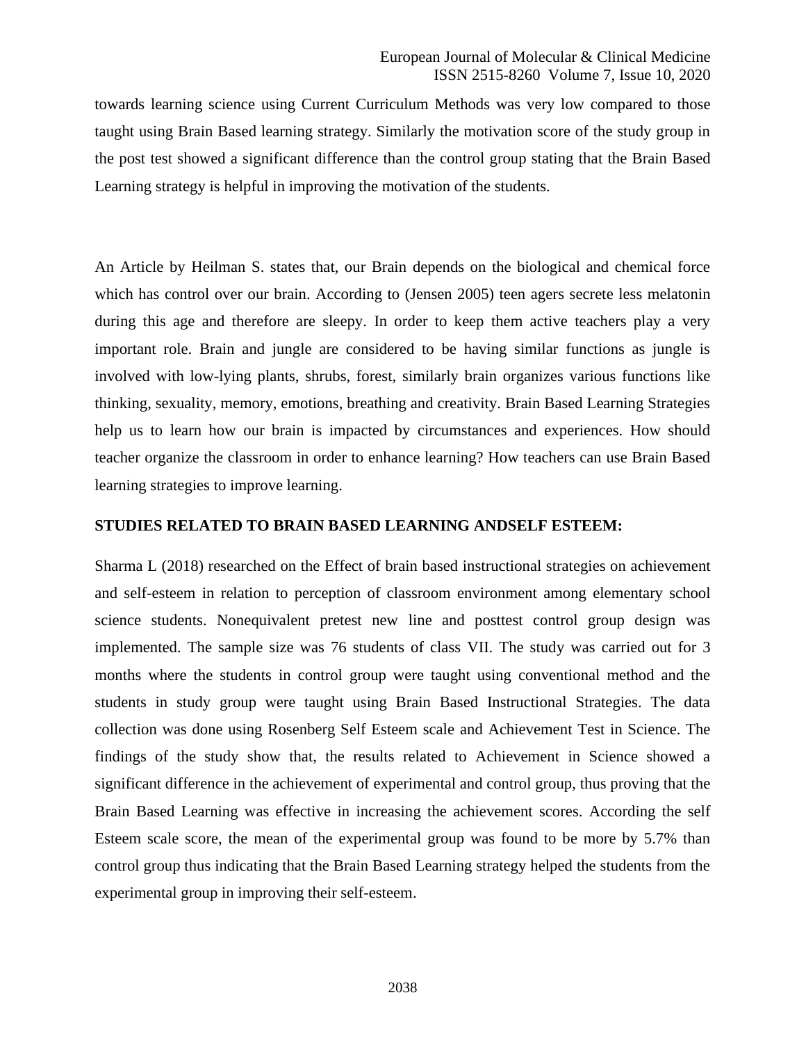towards learning science using Current Curriculum Methods was very low compared to those taught using Brain Based learning strategy. Similarly the motivation score of the study group in the post test showed a significant difference than the control group stating that the Brain Based Learning strategy is helpful in improving the motivation of the students.

An Article by Heilman S. states that, our Brain depends on the biological and chemical force which has control over our brain. According to (Jensen 2005) teen agers secrete less melatonin during this age and therefore are sleepy. In order to keep them active teachers play a very important role. Brain and jungle are considered to be having similar functions as jungle is involved with low-lying plants, shrubs, forest, similarly brain organizes various functions like thinking, sexuality, memory, emotions, breathing and creativity. Brain Based Learning Strategies help us to learn how our brain is impacted by circumstances and experiences. How should teacher organize the classroom in order to enhance learning? How teachers can use Brain Based learning strategies to improve learning.

**STUDIES RELATED TO BRAIN BASED LEARNING ANDSELF ESTEEM:**

Sharma L (2018) researched on the Effect of brain based instructional strategies on achievement and self-esteem in relation to perception of classroom environment among elementary school science students. Nonequivalent pretest new line and posttest control group design was implemented. The sample size was 76 students of class VII. The study was carried out for 3 months where the students in control group were taught using conventional method and the students in study group were taught using Brain Based Instructional Strategies. The data collection was done using Rosenberg Self Esteem scale and Achievement Test in Science. The findings of the study show that, the results related to Achievement in Science showed a significant difference in the achievement of experimental and control group, thus proving that the Brain Based Learning was effective in increasing the achievement scores. According the self Esteem scale score, the mean of the experimental group was found to be more by 5.7% than control group thus indicating that the Brain Based Learning strategy helped the students from the experimental group in improving their self-esteem.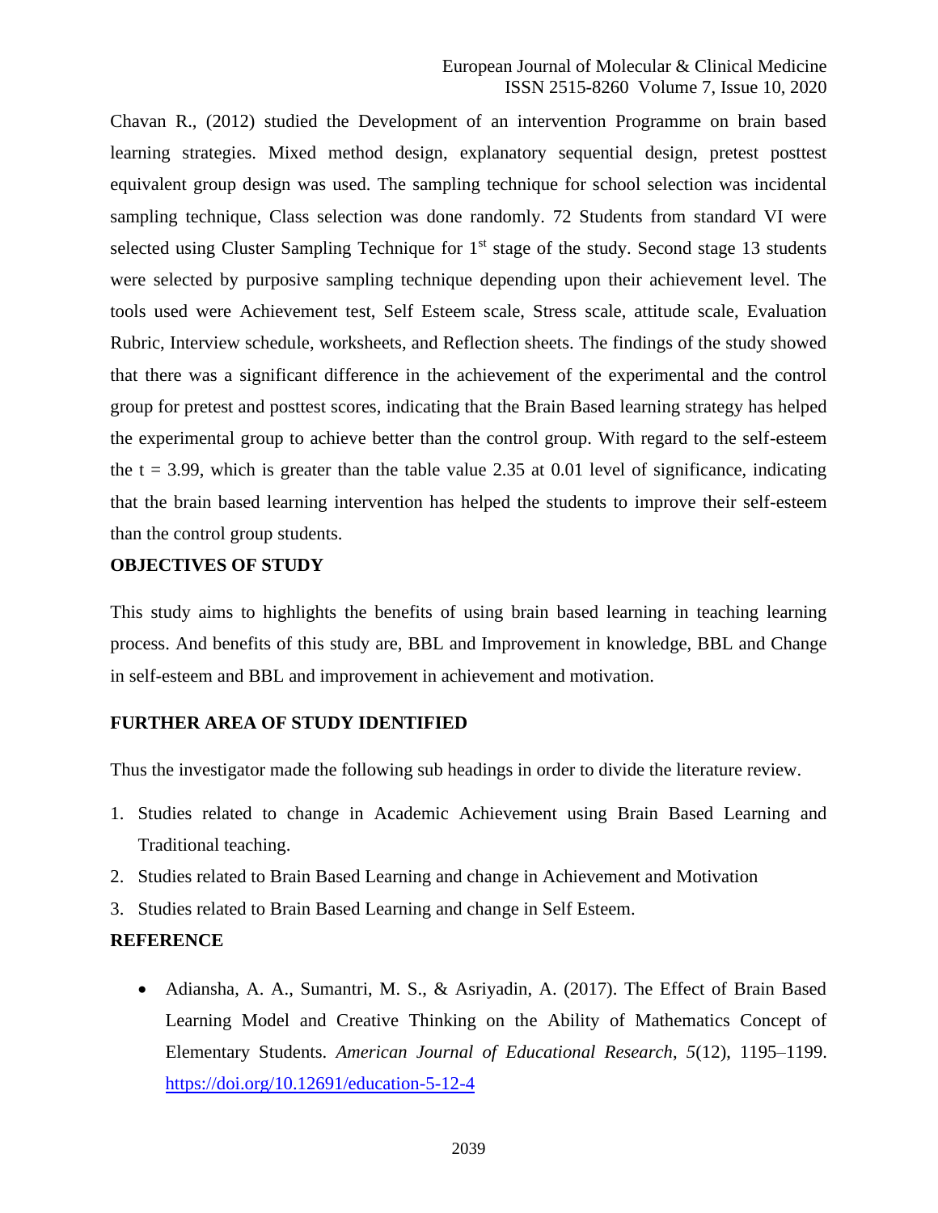Chavan R., (2012) studied the Development of an intervention Programme on brain based learning strategies. Mixed method design, explanatory sequential design, pretest posttest equivalent group design was used. The sampling technique for school selection was incidental sampling technique, Class selection was done randomly. 72 Students from standard VI were selected using Cluster Sampling Technique for 1st stage of the study. Second stage 13 students were selected by purposive sampling technique depending upon their achievement level. The tools used were Achievement test, Self Esteem scale, Stress scale, attitude scale, Evaluation Rubric, Interview schedule, worksheets, and Reflection sheets. The findings of the study showed that there was a significant difference in the achievement of the experimental and the control group for pretest and posttest scores, indicating that the Brain Based learning strategy has helped the experimental group to achieve better than the control group. With regard to the self-esteem the $t = 3.99$, which is greater than the table value 2.35 at 0.01 level of significance, indicating that the brain based learning intervention has helped the students to improve their self-esteem than the control group students.

## OBJECTIVES OF STUDY

This study aims to highlights the benefits of using brain based learning in teaching learning process. And benefits of this study are, BBL and Improvement in knowledge, BBL and Change in self-esteem and BBL and improvement in achievement and motivation.

## FURTHER AREA OF STUDY IDENTIFIED

Thus the investigator made the following sub headings in order to divide the literature review.

1. Studies related to change in Academic Achievement using Brain Based Learning and Traditional teaching.
2. Studies related to Brain Based Learning and change in Achievement and Motivation
3. Studies related to Brain Based Learning and change in Self Esteem.

## REFERENCE

- Adiansha, A. A., Sumantri, M. S., & Asriyadin, A. (2017). The Effect of Brain Based Learning Model and Creative Thinking on the Ability of Mathematics Concept of Elementary Students. *American Journal of Educational Research*, *5*(12), 1195–1199. https://doi.org/10.12691/education-5-12-4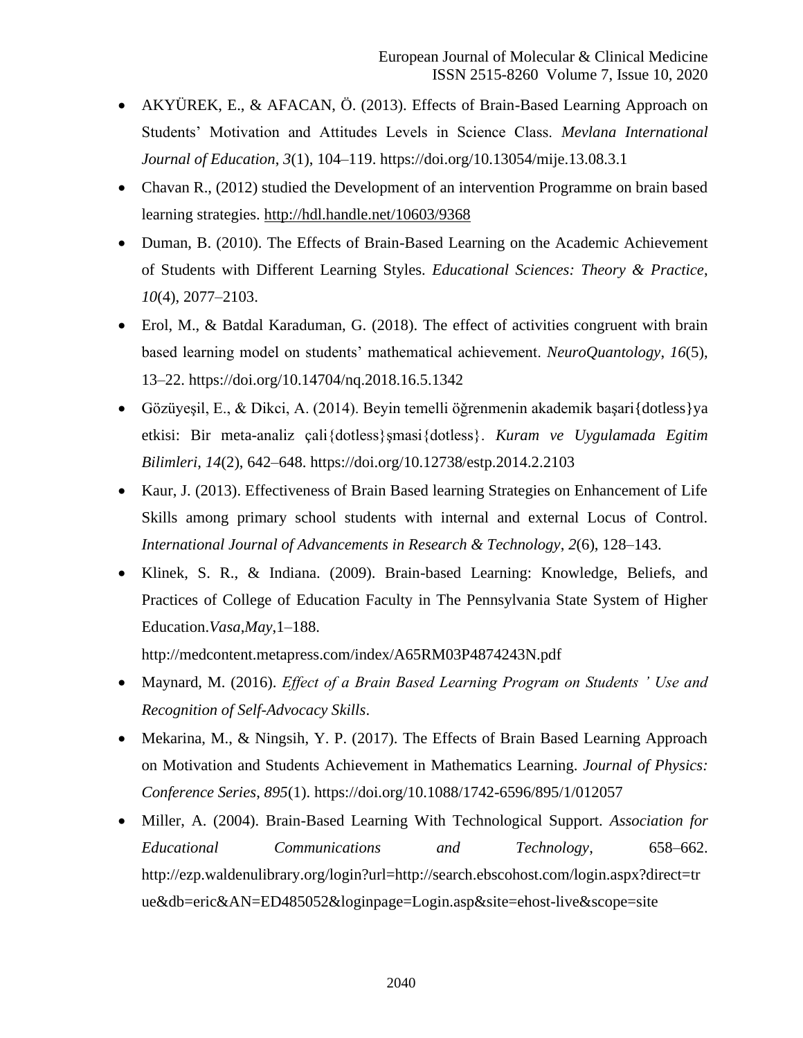- AKYÜREK, E., & AFACAN, Ö. (2013). Effects of Brain-Based Learning Approach on Students' Motivation and Attitudes Levels in Science Class. *Mevlana International Journal of Education*, *3*(1), 104–119. https://doi.org/10.13054/mije.13.08.3.1
- Chavan R., (2012) studied the Development of an intervention Programme on brain based learning strategies. http://hdl.handle.net/10603/9368
- Duman, B. (2010). The Effects of Brain-Based Learning on the Academic Achievement of Students with Different Learning Styles. *Educational Sciences: Theory & Practice*, *10*(4), 2077–2103.
- Erol, M., & Batdal Karaduman, G. (2018). The effect of activities congruent with brain based learning model on students' mathematical achievement. *NeuroQuantology*, *16*(5), 13–22. https://doi.org/10.14704/nq.2018.16.5.1342
- Gözüyeşil, E., & Dikci, A. (2014). Beyin temelli öğrenmenin akademik başari{dotless}ya etkisi: Bir meta-analiz çali{dotless}şmasi{dotless}. *Kuram ve Uygulamada Egitim Bilimleri*, *14*(2), 642–648. https://doi.org/10.12738/estp.2014.2.2103
- Kaur, J. (2013). Effectiveness of Brain Based learning Strategies on Enhancement of Life Skills among primary school students with internal and external Locus of Control. *International Journal of Advancements in Research & Technology*, *2*(6), 128–143.
- Klinek, S. R., & Indiana. (2009). Brain-based Learning: Knowledge, Beliefs, and Practices of College of Education Faculty in The Pennsylvania State System of Higher Education.*Vasa*,*May*,1–188. http://medcontent.metapress.com/index/A65RM03P4874243N.pdf
- Maynard, M. (2016). *Effect of a Brain Based Learning Program on Students ' Use and Recognition of Self-Advocacy Skills*.
- Mekarina, M., & Ningsih, Y. P. (2017). The Effects of Brain Based Learning Approach on Motivation and Students Achievement in Mathematics Learning. *Journal of Physics: Conference Series*, *895*(1). https://doi.org/10.1088/1742-6596/895/1/012057
- Miller, A. (2004). Brain-Based Learning With Technological Support. *Association for Educational Communications and Technology*, 658–662. http://ezp.waldenulibrary.org/login?url=http://search.ebscohost.com/login.aspx?direct=true&db=eric&AN=ED485052&loginpage=Login.asp&site=ehost-live&scope=site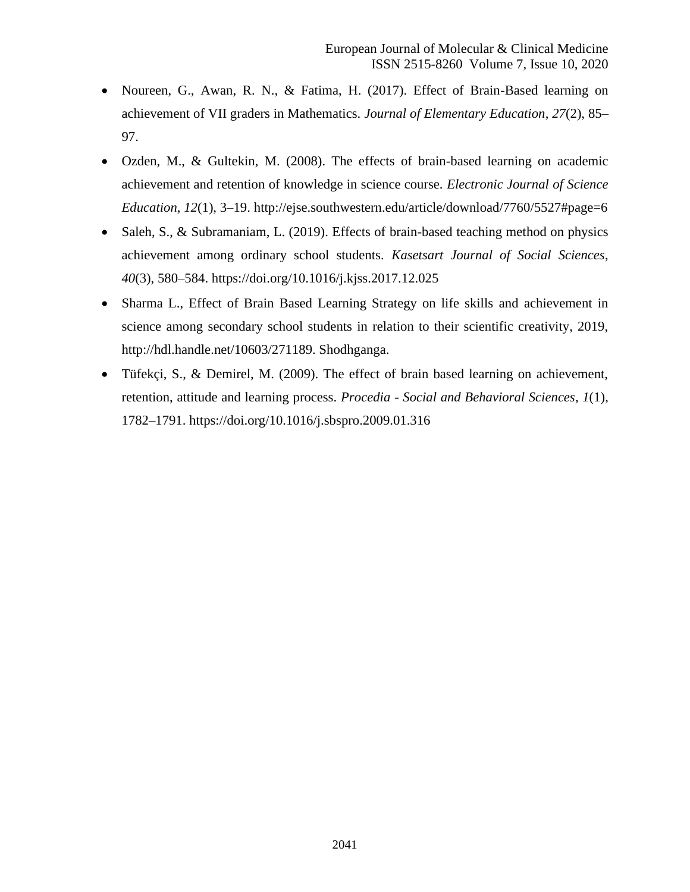- Noureen, G., Awan, R. N., & Fatima, H. (2017). Effect of Brain-Based learning on achievement of VII graders in Mathematics. *Journal of Elementary Education*, *27*(2), 85–97.
- Ozden, M., & Gultekin, M. (2008). The effects of brain-based learning on academic achievement and retention of knowledge in science course. *Electronic Journal of Science Education*, *12*(1), 3–19. http://ejse.southwestern.edu/article/download/7760/5527#page=6
- Saleh, S., & Subramaniam, L. (2019). Effects of brain-based teaching method on physics achievement among ordinary school students. *Kasetsart Journal of Social Sciences*, *40*(3), 580–584. https://doi.org/10.1016/j.kjss.2017.12.025
- Sharma L., Effect of Brain Based Learning Strategy on life skills and achievement in science among secondary school students in relation to their scientific creativity, 2019, http://hdl.handle.net/10603/271189. Shodhganga.
- Tüfekçi, S., & Demirel, M. (2009). The effect of brain based learning on achievement, retention, attitude and learning process. *Procedia - Social and Behavioral Sciences*, *1*(1), 1782–1791. https://doi.org/10.1016/j.sbspro.2009.01.316